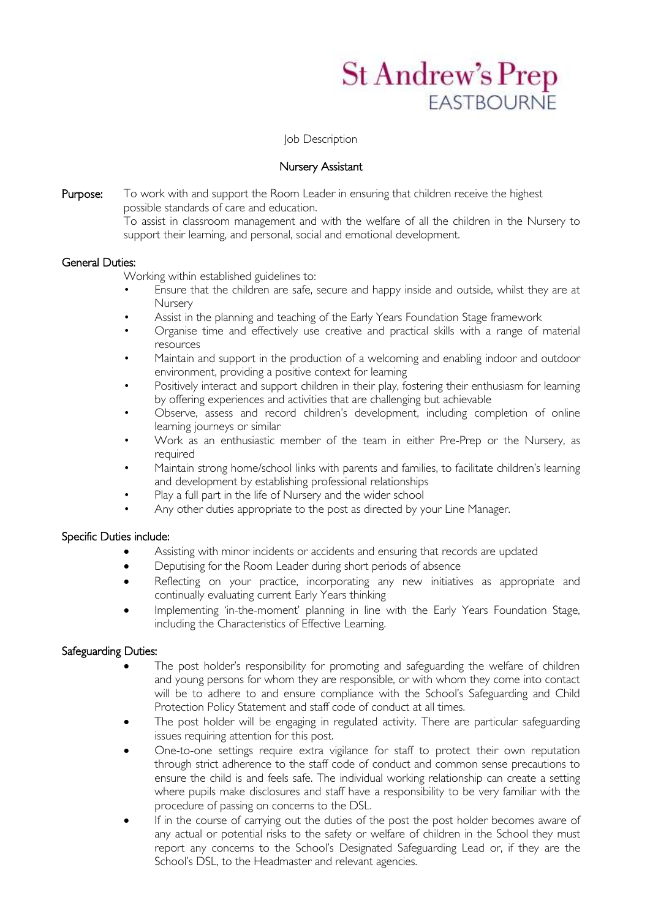St Andrew's Prep
EASTBOURNE

Job Description

# Nursery Assistant

**Purpose:** To work with and support the Room Leader in ensuring that children receive the highest possible standards of care and education.
To assist in classroom management and with the welfare of all the children in the Nursery to support their learning, and personal, social and emotional development.

## General Duties:

Working within established guidelines to:

- Ensure that the children are safe, secure and happy inside and outside, whilst they are at Nursery
- Assist in the planning and teaching of the Early Years Foundation Stage framework
- Organise time and effectively use creative and practical skills with a range of material resources
- Maintain and support in the production of a welcoming and enabling indoor and outdoor environment, providing a positive context for learning
- Positively interact and support children in their play, fostering their enthusiasm for learning by offering experiences and activities that are challenging but achievable
- Observe, assess and record children's development, including completion of online learning journeys or similar
- Work as an enthusiastic member of the team in either Pre-Prep or the Nursery, as required
- Maintain strong home/school links with parents and families, to facilitate children's learning and development by establishing professional relationships
- Play a full part in the life of Nursery and the wider school
- Any other duties appropriate to the post as directed by your Line Manager.

## Specific Duties include:

- Assisting with minor incidents or accidents and ensuring that records are updated
- Deputising for the Room Leader during short periods of absence
- Reflecting on your practice, incorporating any new initiatives as appropriate and continually evaluating current Early Years thinking
- Implementing 'in-the-moment' planning in line with the Early Years Foundation Stage, including the Characteristics of Effective Learning.

## Safeguarding Duties:

- The post holder's responsibility for promoting and safeguarding the welfare of children and young persons for whom they are responsible, or with whom they come into contact will be to adhere to and ensure compliance with the School's Safeguarding and Child Protection Policy Statement and staff code of conduct at all times.
- The post holder will be engaging in regulated activity. There are particular safeguarding issues requiring attention for this post.
- One-to-one settings require extra vigilance for staff to protect their own reputation through strict adherence to the staff code of conduct and common sense precautions to ensure the child is and feels safe. The individual working relationship can create a setting where pupils make disclosures and staff have a responsibility to be very familiar with the procedure of passing on concerns to the DSL.
- If in the course of carrying out the duties of the post the post holder becomes aware of any actual or potential risks to the safety or welfare of children in the School they must report any concerns to the School's Designated Safeguarding Lead or, if they are the School's DSL, to the Headmaster and relevant agencies.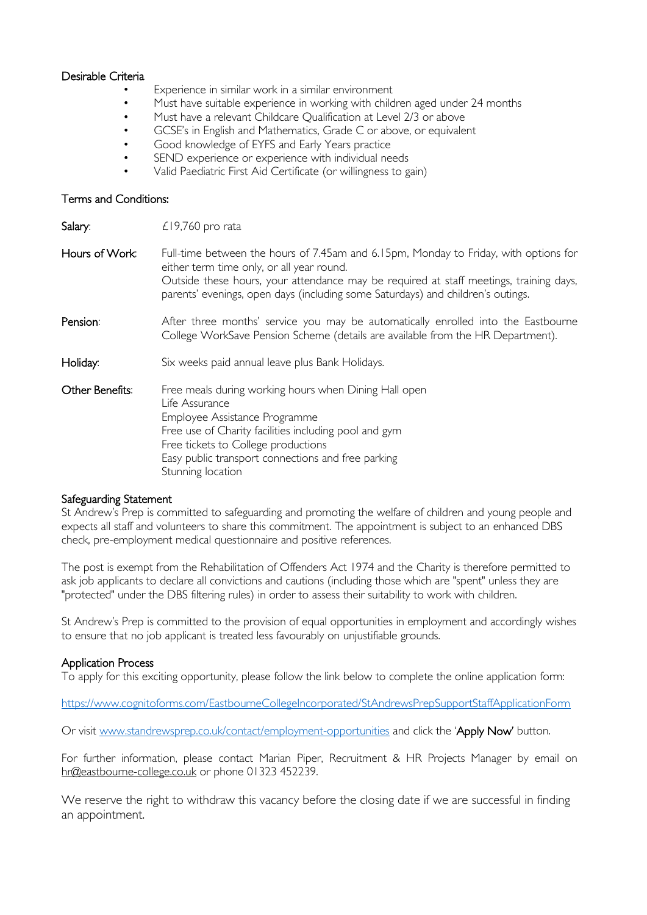### Desirable Criteria

- Experience in similar work in a similar environment
- Must have suitable experience in working with children aged under 24 months
- Must have a relevant Childcare Qualification at Level 2/3 or above
- GCSE's in English and Mathematics, Grade C or above, or equivalent
- Good knowledge of EYFS and Early Years practice
- SEND experience or experience with individual needs
- Valid Paediatric First Aid Certificate (or willingness to gain)

### Terms and Conditions:

**Salary:** £19,760 pro rata

**Hours of Work:** Full-time between the hours of 7.45am and 6.15pm, Monday to Friday, with options for either term time only, or all year round.
Outside these hours, your attendance may be required at staff meetings, training days, parents' evenings, open days (including some Saturdays) and children's outings.

**Pension:** After three months' service you may be automatically enrolled into the Eastbourne College WorkSave Pension Scheme (details are available from the HR Department).

**Holiday:** Six weeks paid annual leave plus Bank Holidays.

**Other Benefits:**
Free meals during working hours when Dining Hall open
Life Assurance
Employee Assistance Programme
Free use of Charity facilities including pool and gym
Free tickets to College productions
Easy public transport connections and free parking
Stunning location

### Safeguarding Statement

St Andrew's Prep is committed to safeguarding and promoting the welfare of children and young people and expects all staff and volunteers to share this commitment. The appointment is subject to an enhanced DBS check, pre-employment medical questionnaire and positive references.

The post is exempt from the Rehabilitation of Offenders Act 1974 and the Charity is therefore permitted to ask job applicants to declare all convictions and cautions (including those which are "spent" unless they are "protected" under the DBS filtering rules) in order to assess their suitability to work with children.

St Andrew's Prep is committed to the provision of equal opportunities in employment and accordingly wishes to ensure that no job applicant is treated less favourably on unjustifiable grounds.

### Application Process

To apply for this exciting opportunity, please follow the link below to complete the online application form:

https://www.cognitoforms.com/EastbourneCollegeIncorporated/StAndrewsPrepSupportStaffApplicationForm

Or visit www.standrewsprep.co.uk/contact/employment-opportunities and click the '**Apply Now**' button.

For further information, please contact Marian Piper, Recruitment & HR Projects Manager by email on hr@eastbourne-college.co.uk or phone 01323 452239.

We reserve the right to withdraw this vacancy before the closing date if we are successful in finding an appointment.